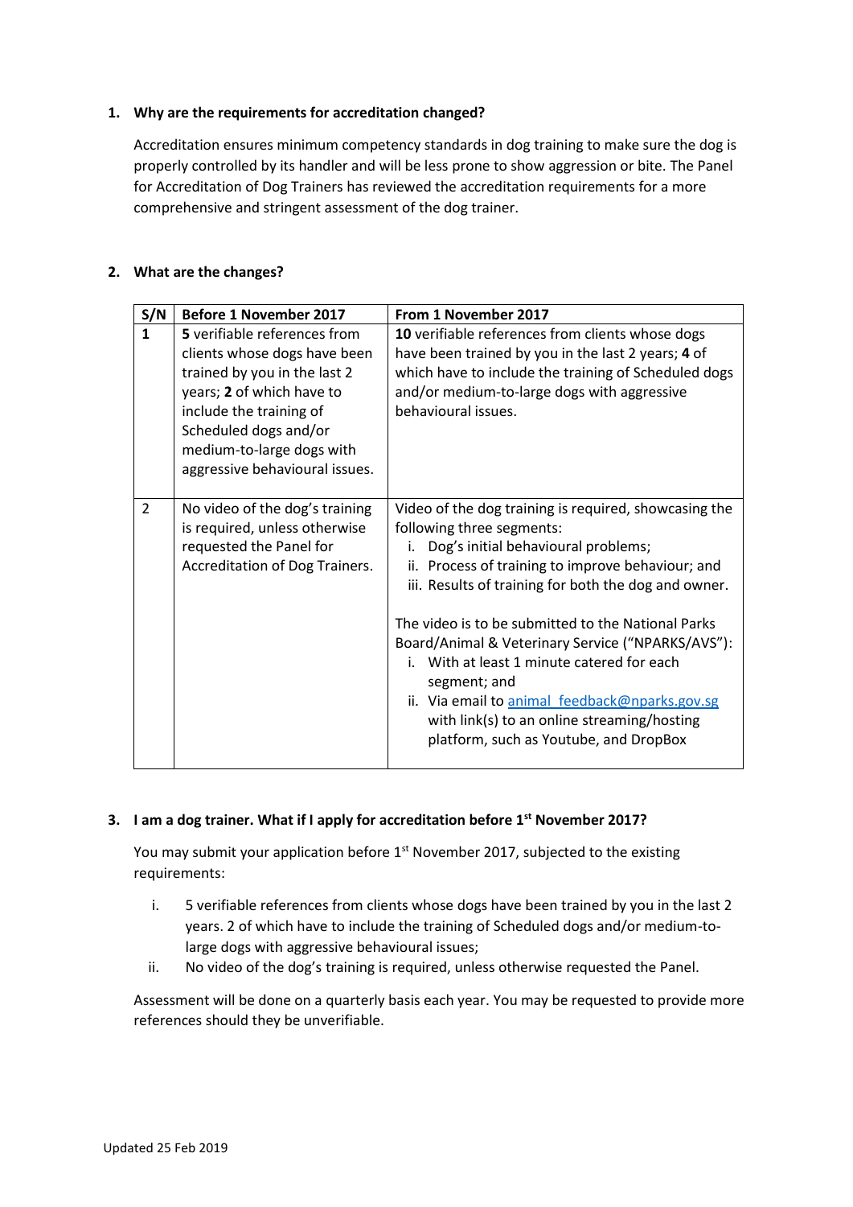1. **Why are the requirements for accreditation changed?**

   Accreditation ensures minimum competency standards in dog training to make sure the dog is properly controlled by its handler and will be less prone to show aggression or bite. The Panel for Accreditation of Dog Trainers has reviewed the accreditation requirements for a more comprehensive and stringent assessment of the dog trainer.

2. **What are the changes?**

| S/N | Before 1 November 2017 | From 1 November 2017 |
|---|---|---|
| **1** | **5** verifiable references from clients whose dogs have been trained by you in the last 2 years; **2** of which have to include the training of Scheduled dogs and/or medium-to-large dogs with aggressive behavioural issues. | **10** verifiable references from clients whose dogs have been trained by you in the last 2 years; **4** of which have to include the training of Scheduled dogs and/or medium-to-large dogs with aggressive behavioural issues. |
| 2 | No video of the dog's training is required, unless otherwise requested the Panel for Accreditation of Dog Trainers. | Video of the dog training is required, showcasing the following three segments:<br>i. Dog's initial behavioural problems;<br>ii. Process of training to improve behaviour; and<br>iii. Results of training for both the dog and owner.<br><br>The video is to be submitted to the National Parks Board/Animal & Veterinary Service ("NPARKS/AVS"):<br>i. With at least 1 minute catered for each segment; and<br>ii. Via email to animal_feedback@nparks.gov.sg with link(s) to an online streaming/hosting platform, such as Youtube, and DropBox |

3. **I am a dog trainer. What if I apply for accreditation before 1st November 2017?**

   You may submit your application before 1st November 2017, subjected to the existing requirements:

   i. 5 verifiable references from clients whose dogs have been trained by you in the last 2 years. 2 of which have to include the training of Scheduled dogs and/or medium-to-large dogs with aggressive behavioural issues;
   ii. No video of the dog's training is required, unless otherwise requested the Panel.

   Assessment will be done on a quarterly basis each year. You may be requested to provide more references should they be unverifiable.

Updated 25 Feb 2019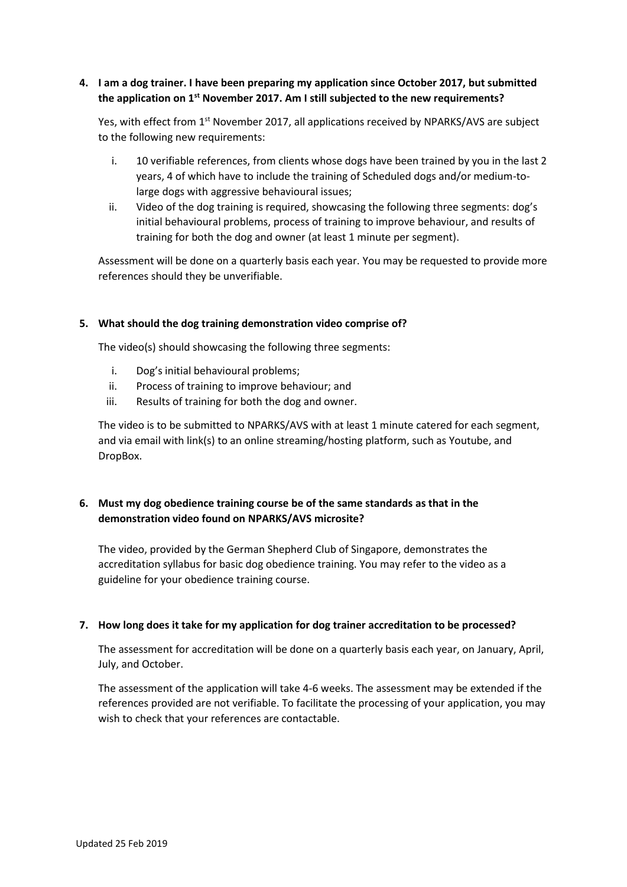**4. I am a dog trainer. I have been preparing my application since October 2017, but submitted the application on 1st November 2017. Am I still subjected to the new requirements?**

Yes, with effect from 1st November 2017, all applications received by NPARKS/AVS are subject to the following new requirements:

i. 10 verifiable references, from clients whose dogs have been trained by you in the last 2 years, 4 of which have to include the training of Scheduled dogs and/or medium-to-large dogs with aggressive behavioural issues;

ii. Video of the dog training is required, showcasing the following three segments: dog's initial behavioural problems, process of training to improve behaviour, and results of training for both the dog and owner (at least 1 minute per segment).

Assessment will be done on a quarterly basis each year. You may be requested to provide more references should they be unverifiable.

**5. What should the dog training demonstration video comprise of?**

The video(s) should showcasing the following three segments:

i. Dog's initial behavioural problems;
ii. Process of training to improve behaviour; and
iii. Results of training for both the dog and owner.

The video is to be submitted to NPARKS/AVS with at least 1 minute catered for each segment, and via email with link(s) to an online streaming/hosting platform, such as Youtube, and DropBox.

**6. Must my dog obedience training course be of the same standards as that in the demonstration video found on NPARKS/AVS microsite?**

The video, provided by the German Shepherd Club of Singapore, demonstrates the accreditation syllabus for basic dog obedience training. You may refer to the video as a guideline for your obedience training course.

**7. How long does it take for my application for dog trainer accreditation to be processed?**

The assessment for accreditation will be done on a quarterly basis each year, on January, April, July, and October.

The assessment of the application will take 4-6 weeks. The assessment may be extended if the references provided are not verifiable. To facilitate the processing of your application, you may wish to check that your references are contactable.

Updated 25 Feb 2019